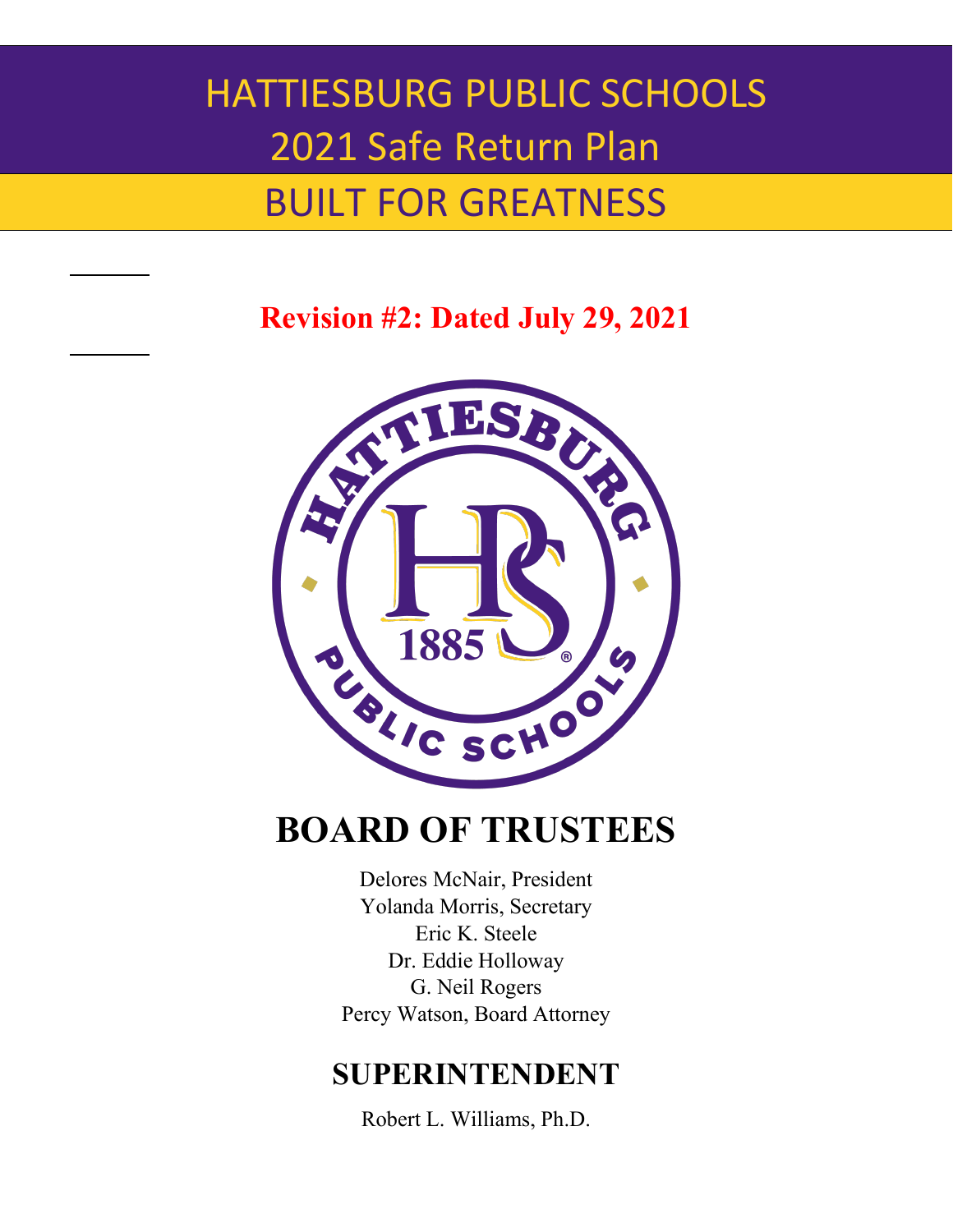# HATTIESBURG PUBLIC SCHOOLS
# 2021 Safe Return Plan
## BUILT FOR GREATNESS

**Revision #2: Dated July 29, 2021**

## BOARD OF TRUSTEES

Delores McNair, President
Yolanda Morris, Secretary
Eric K. Steele
Dr. Eddie Holloway
G. Neil Rogers
Percy Watson, Board Attorney

## SUPERINTENDENT

Robert L. Williams, Ph.D.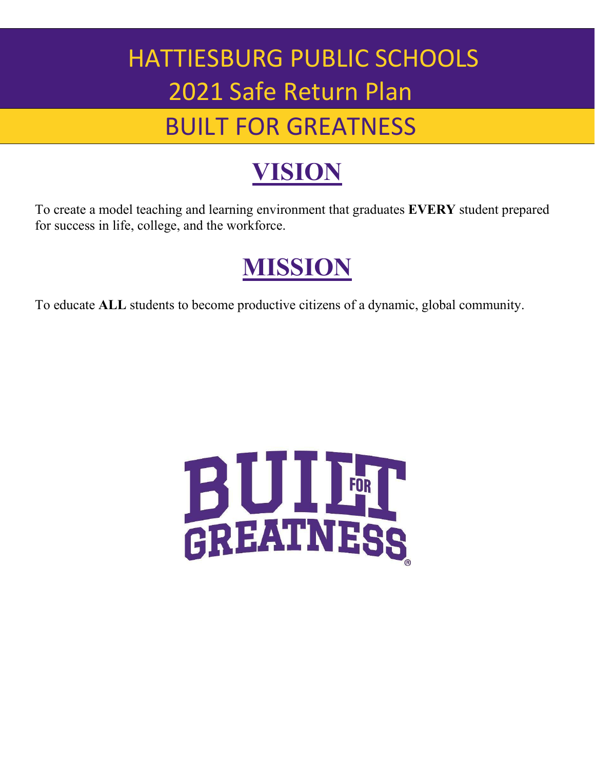# HATTIESBURG PUBLIC SCHOOLS
# 2021 Safe Return Plan
## BUILT FOR GREATNESS

## VISION

To create a model teaching and learning environment that graduates **EVERY** student prepared for success in life, college, and the workforce.

## MISSION

To educate **ALL** students to become productive citizens of a dynamic, global community.

BUILT FOR GREATNESS®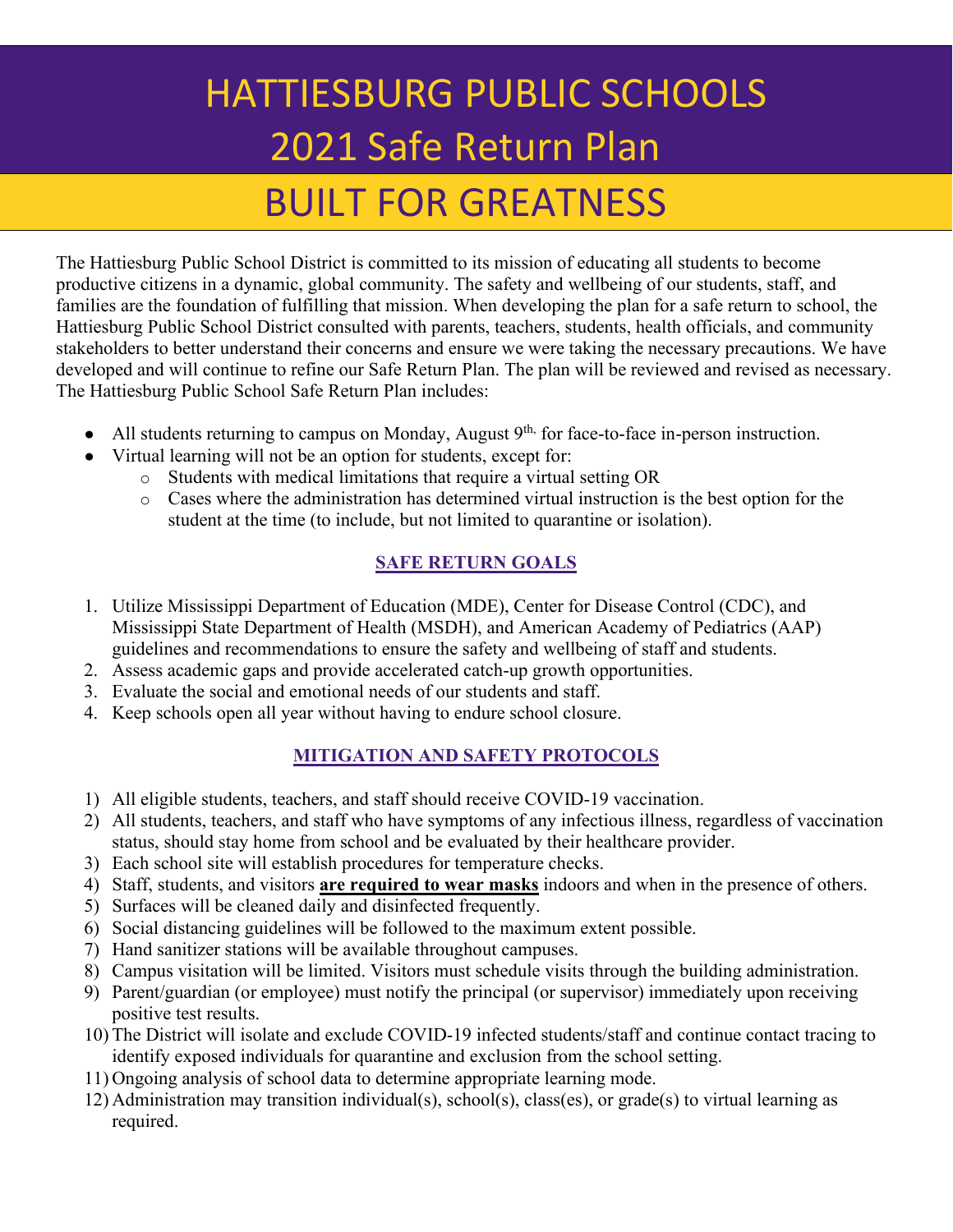# HATTIESBURG PUBLIC SCHOOLS
# 2021 Safe Return Plan
# BUILT FOR GREATNESS

The Hattiesburg Public School District is committed to its mission of educating all students to become productive citizens in a dynamic, global community. The safety and wellbeing of our students, staff, and families are the foundation of fulfilling that mission. When developing the plan for a safe return to school, the Hattiesburg Public School District consulted with parents, teachers, students, health officials, and community stakeholders to better understand their concerns and ensure we were taking the necessary precautions. We have developed and will continue to refine our Safe Return Plan. The plan will be reviewed and revised as necessary. The Hattiesburg Public School Safe Return Plan includes:

- All students returning to campus on Monday, August 9th, for face-to-face in-person instruction.
- Virtual learning will not be an option for students, except for:
  - Students with medical limitations that require a virtual setting OR
  - Cases where the administration has determined virtual instruction is the best option for the student at the time (to include, but not limited to quarantine or isolation).

## SAFE RETURN GOALS

1. Utilize Mississippi Department of Education (MDE), Center for Disease Control (CDC), and Mississippi State Department of Health (MSDH), and American Academy of Pediatrics (AAP) guidelines and recommendations to ensure the safety and wellbeing of staff and students.
2. Assess academic gaps and provide accelerated catch-up growth opportunities.
3. Evaluate the social and emotional needs of our students and staff.
4. Keep schools open all year without having to endure school closure.

## MITIGATION AND SAFETY PROTOCOLS

1) All eligible students, teachers, and staff should receive COVID-19 vaccination.
2) All students, teachers, and staff who have symptoms of any infectious illness, regardless of vaccination status, should stay home from school and be evaluated by their healthcare provider.
3) Each school site will establish procedures for temperature checks.
4) Staff, students, and visitors **are required to wear masks** indoors and when in the presence of others.
5) Surfaces will be cleaned daily and disinfected frequently.
6) Social distancing guidelines will be followed to the maximum extent possible.
7) Hand sanitizer stations will be available throughout campuses.
8) Campus visitation will be limited. Visitors must schedule visits through the building administration.
9) Parent/guardian (or employee) must notify the principal (or supervisor) immediately upon receiving positive test results.
10) The District will isolate and exclude COVID-19 infected students/staff and continue contact tracing to identify exposed individuals for quarantine and exclusion from the school setting.
11) Ongoing analysis of school data to determine appropriate learning mode.
12) Administration may transition individual(s), school(s), class(es), or grade(s) to virtual learning as required.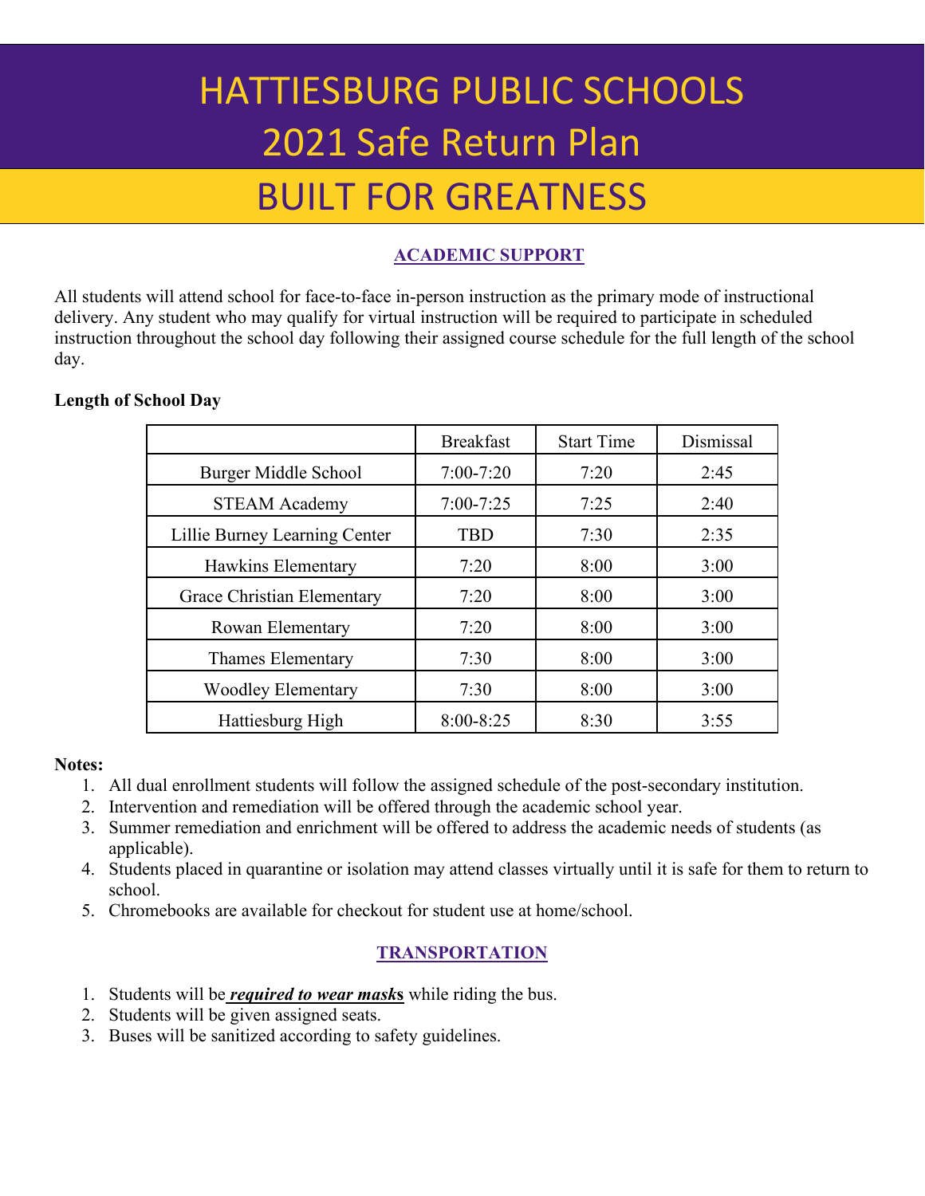# HATTIESBURG PUBLIC SCHOOLS
# 2021 Safe Return Plan
# BUILT FOR GREATNESS

## ACADEMIC SUPPORT

All students will attend school for face-to-face in-person instruction as the primary mode of instructional delivery. Any student who may qualify for virtual instruction will be required to participate in scheduled instruction throughout the school day following their assigned course schedule for the full length of the school day.

**Length of School Day**

| | Breakfast | Start Time | Dismissal |
|---|---|---|---|
| Burger Middle School | 7:00-7:20 | 7:20 | 2:45 |
| STEAM Academy | 7:00-7:25 | 7:25 | 2:40 |
| Lillie Burney Learning Center | TBD | 7:30 | 2:35 |
| Hawkins Elementary | 7:20 | 8:00 | 3:00 |
| Grace Christian Elementary | 7:20 | 8:00 | 3:00 |
| Rowan Elementary | 7:20 | 8:00 | 3:00 |
| Thames Elementary | 7:30 | 8:00 | 3:00 |
| Woodley Elementary | 7:30 | 8:00 | 3:00 |
| Hattiesburg High | 8:00-8:25 | 8:30 | 3:55 |

**Notes:**

1. All dual enrollment students will follow the assigned schedule of the post-secondary institution.
2. Intervention and remediation will be offered through the academic school year.
3. Summer remediation and enrichment will be offered to address the academic needs of students (as applicable).
4. Students placed in quarantine or isolation may attend classes virtually until it is safe for them to return to school.
5. Chromebooks are available for checkout for student use at home/school.

## TRANSPORTATION

1. Students will be ***required to wear masks*** while riding the bus.
2. Students will be given assigned seats.
3. Buses will be sanitized according to safety guidelines.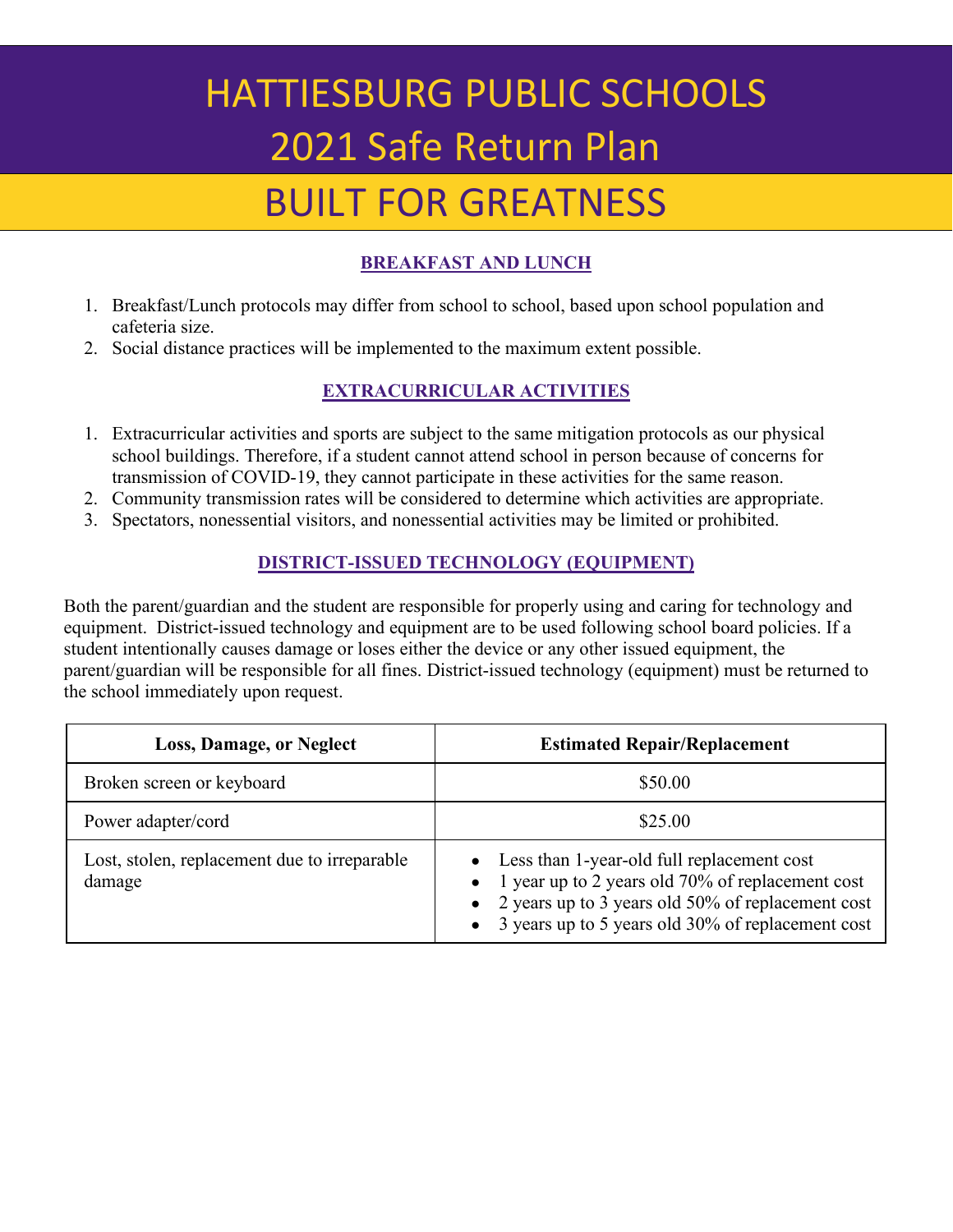# HATTIESBURG PUBLIC SCHOOLS
# 2021 Safe Return Plan
## BUILT FOR GREATNESS

### BREAKFAST AND LUNCH

1. Breakfast/Lunch protocols may differ from school to school, based upon school population and cafeteria size.
2. Social distance practices will be implemented to the maximum extent possible.

### EXTRACURRICULAR ACTIVITIES

1. Extracurricular activities and sports are subject to the same mitigation protocols as our physical school buildings. Therefore, if a student cannot attend school in person because of concerns for transmission of COVID-19, they cannot participate in these activities for the same reason.
2. Community transmission rates will be considered to determine which activities are appropriate.
3. Spectators, nonessential visitors, and nonessential activities may be limited or prohibited.

### DISTRICT-ISSUED TECHNOLOGY (EQUIPMENT)

Both the parent/guardian and the student are responsible for properly using and caring for technology and equipment. District-issued technology and equipment are to be used following school board policies. If a student intentionally causes damage or loses either the device or any other issued equipment, the parent/guardian will be responsible for all fines. District-issued technology (equipment) must be returned to the school immediately upon request.

| Loss, Damage, or Neglect | Estimated Repair/Replacement |
|---|---|
| Broken screen or keyboard | $50.00 |
| Power adapter/cord | $25.00 |
| Lost, stolen, replacement due to irreparable damage | • Less than 1-year-old full replacement cost<br>• 1 year up to 2 years old 70% of replacement cost<br>• 2 years up to 3 years old 50% of replacement cost<br>• 3 years up to 5 years old 30% of replacement cost |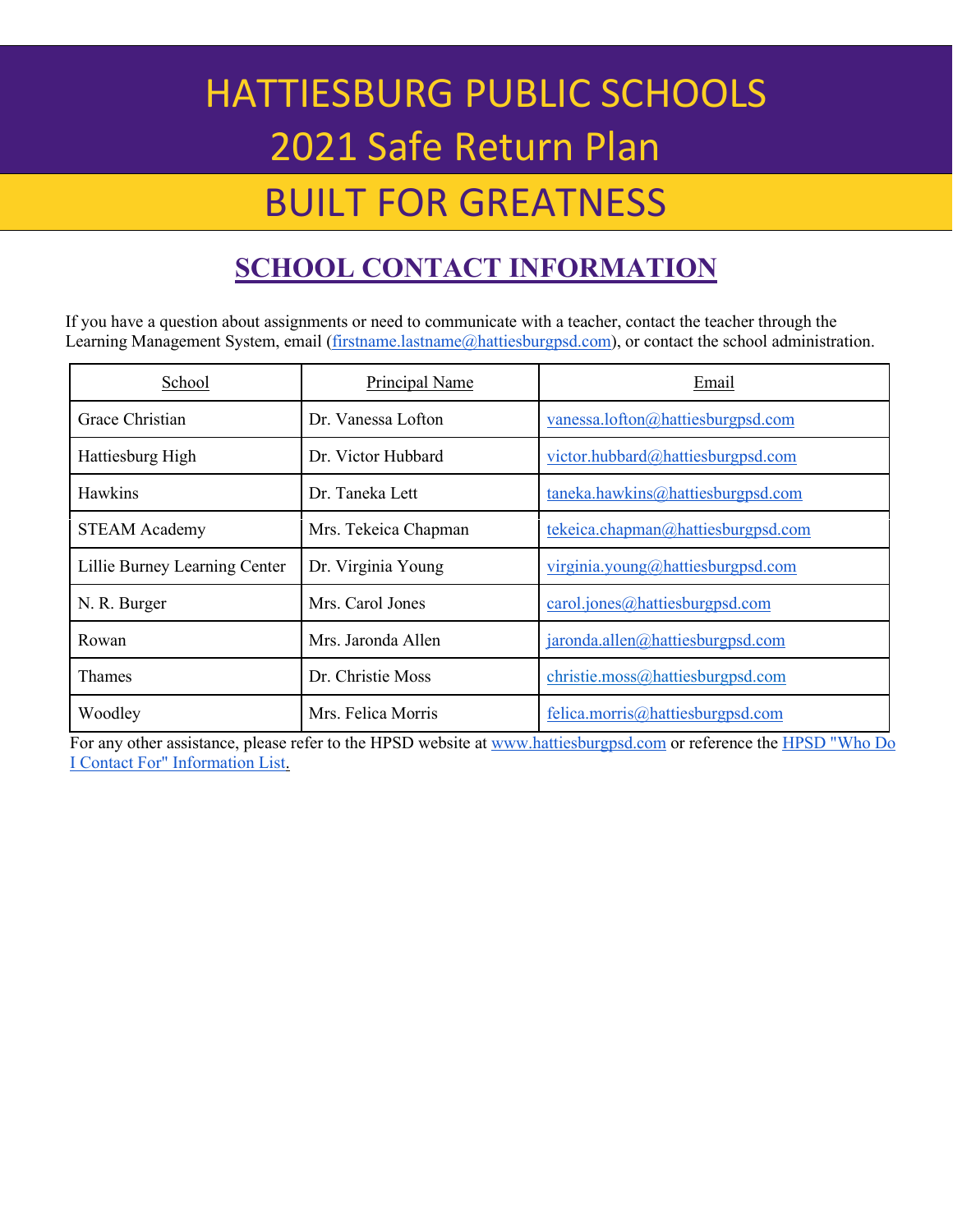# HATTIESBURG PUBLIC SCHOOLS
# 2021 Safe Return Plan
# BUILT FOR GREATNESS

## SCHOOL CONTACT INFORMATION

If you have a question about assignments or need to communicate with a teacher, contact the teacher through the Learning Management System, email (firstname.lastname@hattiesburgpsd.com), or contact the school administration.

| School | Principal Name | Email |
|---|---|---|
| Grace Christian | Dr. Vanessa Lofton | vanessa.lofton@hattiesburgpsd.com |
| Hattiesburg High | Dr. Victor Hubbard | victor.hubbard@hattiesburgpsd.com |
| Hawkins | Dr. Taneka Lett | taneka.hawkins@hattiesburgpsd.com |
| STEAM Academy | Mrs. Tekeica Chapman | tekeica.chapman@hattiesburgpsd.com |
| Lillie Burney Learning Center | Dr. Virginia Young | virginia.young@hattiesburgpsd.com |
| N. R. Burger | Mrs. Carol Jones | carol.jones@hattiesburgpsd.com |
| Rowan | Mrs. Jaronda Allen | jaronda.allen@hattiesburgpsd.com |
| Thames | Dr. Christie Moss | christie.moss@hattiesburgpsd.com |
| Woodley | Mrs. Felica Morris | felica.morris@hattiesburgpsd.com |

For any other assistance, please refer to the HPSD website at www.hattiesburgpsd.com or reference the HPSD "Who Do I Contact For" Information List.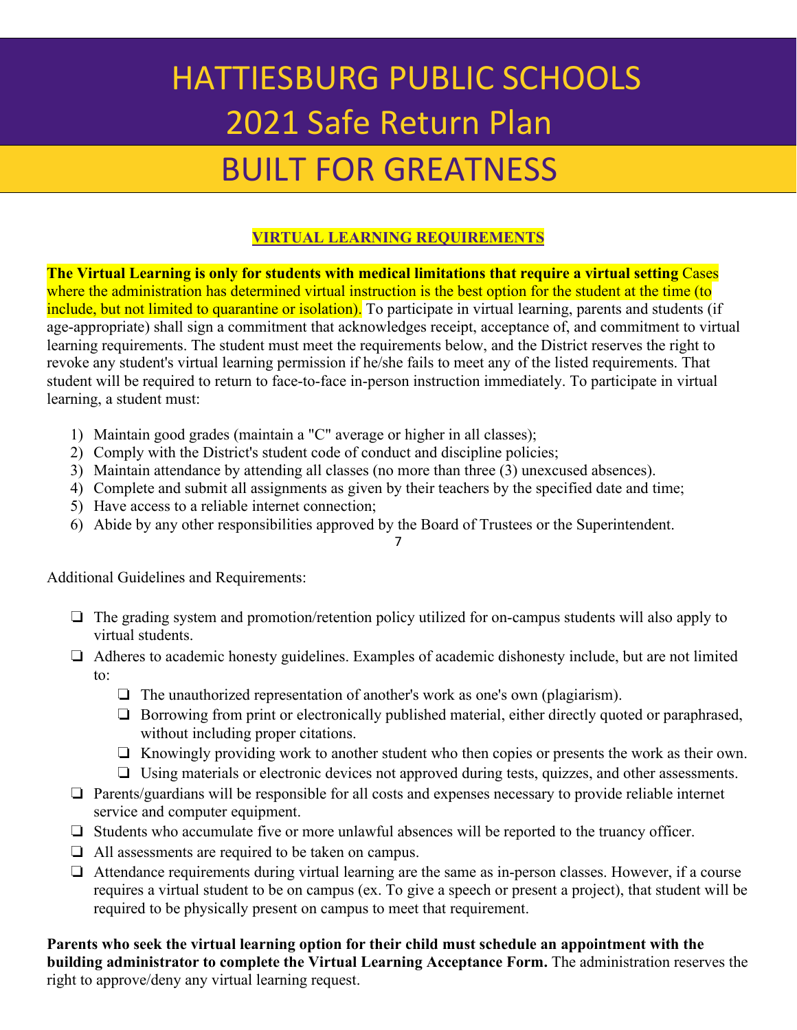# HATTIESBURG PUBLIC SCHOOLS
# 2021 Safe Return Plan
# BUILT FOR GREATNESS

## VIRTUAL LEARNING REQUIREMENTS

**The Virtual Learning is only for students with medical limitations that require a virtual setting** Cases where the administration has determined virtual instruction is the best option for the student at the time (to include, but not limited to quarantine or isolation). To participate in virtual learning, parents and students (if age-appropriate) shall sign a commitment that acknowledges receipt, acceptance of, and commitment to virtual learning requirements. The student must meet the requirements below, and the District reserves the right to revoke any student's virtual learning permission if he/she fails to meet any of the listed requirements. That student will be required to return to face-to-face in-person instruction immediately. To participate in virtual learning, a student must:

1) Maintain good grades (maintain a "C" average or higher in all classes);
2) Comply with the District's student code of conduct and discipline policies;
3) Maintain attendance by attending all classes (no more than three (3) unexcused absences).
4) Complete and submit all assignments as given by their teachers by the specified date and time;
5) Have access to a reliable internet connection;
6) Abide by any other responsibilities approved by the Board of Trustees or the Superintendent.

Additional Guidelines and Requirements:

- The grading system and promotion/retention policy utilized for on-campus students will also apply to virtual students.
- Adheres to academic honesty guidelines. Examples of academic dishonesty include, but are not limited to:
  - The unauthorized representation of another's work as one's own (plagiarism).
  - Borrowing from print or electronically published material, either directly quoted or paraphrased, without including proper citations.
  - Knowingly providing work to another student who then copies or presents the work as their own.
  - Using materials or electronic devices not approved during tests, quizzes, and other assessments.
- Parents/guardians will be responsible for all costs and expenses necessary to provide reliable internet service and computer equipment.
- Students who accumulate five or more unlawful absences will be reported to the truancy officer.
- All assessments are required to be taken on campus.
- Attendance requirements during virtual learning are the same as in-person classes. However, if a course requires a virtual student to be on campus (ex. To give a speech or present a project), that student will be required to be physically present on campus to meet that requirement.

**Parents who seek the virtual learning option for their child must schedule an appointment with the building administrator to complete the Virtual Learning Acceptance Form.** The administration reserves the right to approve/deny any virtual learning request.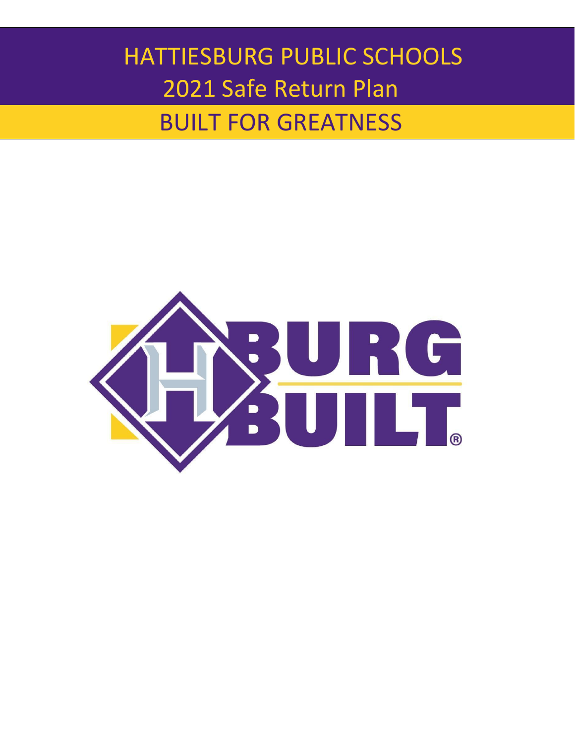# HATTIESBURG PUBLIC SCHOOLS

## 2021 Safe Return Plan

## BUILT FOR GREATNESS